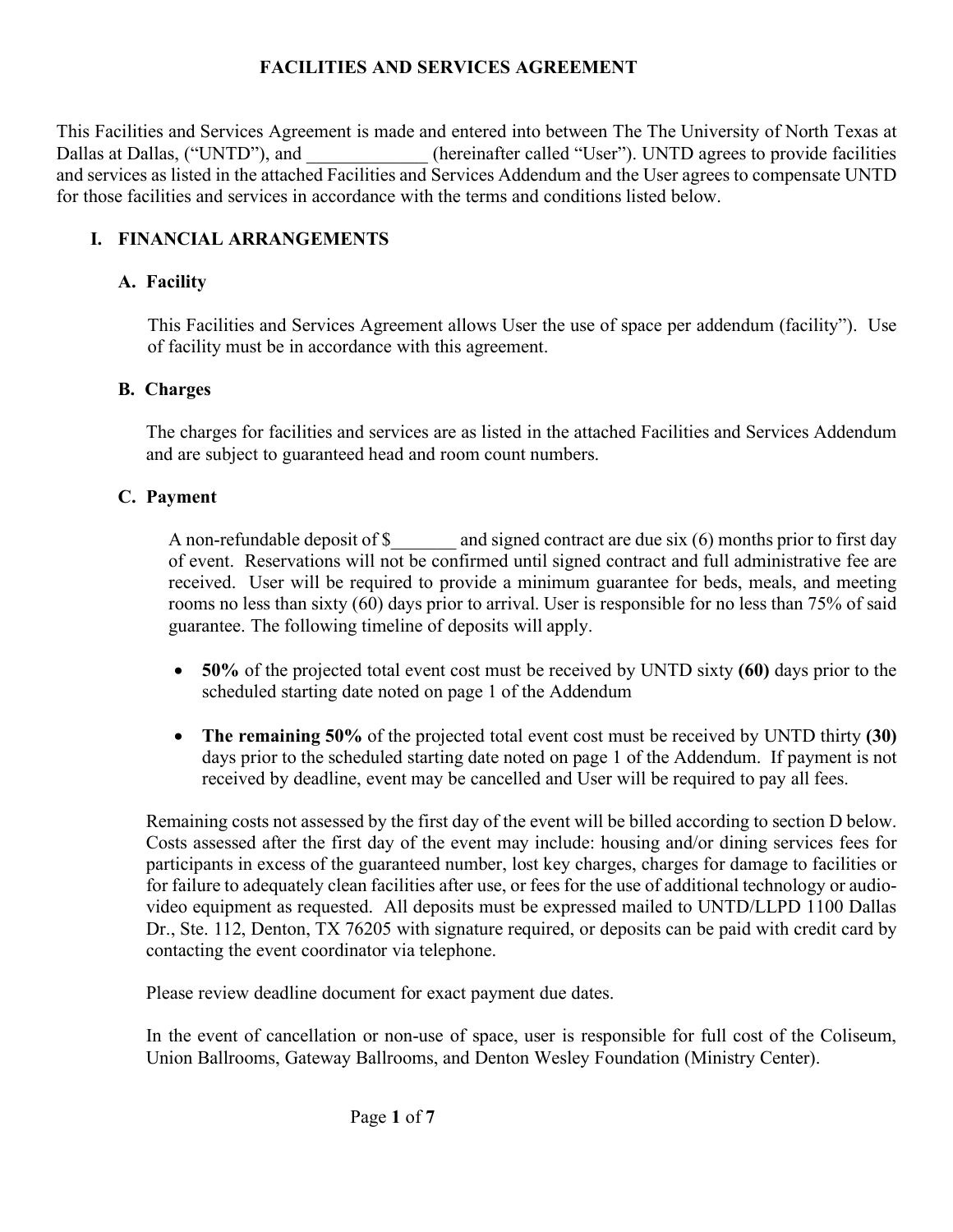# FACILITIES AND SERVICES AGREEMENT

This Facilities and Services Agreement is made and entered into between The The University of North Texas at Dallas at Dallas, ("UNTD"), and _____________ (hereinafter called "User"). UNTD agrees to provide facilities and services as listed in the attached Facilities and Services Addendum and the User agrees to compensate UNTD for those facilities and services in accordance with the terms and conditions listed below.

## I. FINANCIAL ARRANGEMENTS

### A. Facility

This Facilities and Services Agreement allows User the use of space per addendum (facility"). Use of facility must be in accordance with this agreement.

### B. Charges

The charges for facilities and services are as listed in the attached Facilities and Services Addendum and are subject to guaranteed head and room count numbers.

### C. Payment

A non-refundable deposit of $_______ and signed contract are due six (6) months prior to first day of event. Reservations will not be confirmed until signed contract and full administrative fee are received. User will be required to provide a minimum guarantee for beds, meals, and meeting rooms no less than sixty (60) days prior to arrival. User is responsible for no less than 75% of said guarantee. The following timeline of deposits will apply.

- **50%** of the projected total event cost must be received by UNTD sixty **(60)** days prior to the scheduled starting date noted on page 1 of the Addendum
- **The remaining 50%** of the projected total event cost must be received by UNTD thirty **(30)** days prior to the scheduled starting date noted on page 1 of the Addendum. If payment is not received by deadline, event may be cancelled and User will be required to pay all fees.

Remaining costs not assessed by the first day of the event will be billed according to section D below. Costs assessed after the first day of the event may include: housing and/or dining services fees for participants in excess of the guaranteed number, lost key charges, charges for damage to facilities or for failure to adequately clean facilities after use, or fees for the use of additional technology or audio-video equipment as requested. All deposits must be expressed mailed to UNTD/LLPD 1100 Dallas Dr., Ste. 112, Denton, TX 76205 with signature required, or deposits can be paid with credit card by contacting the event coordinator via telephone.

Please review deadline document for exact payment due dates.

In the event of cancellation or non-use of space, user is responsible for full cost of the Coliseum, Union Ballrooms, Gateway Ballrooms, and Denton Wesley Foundation (Ministry Center).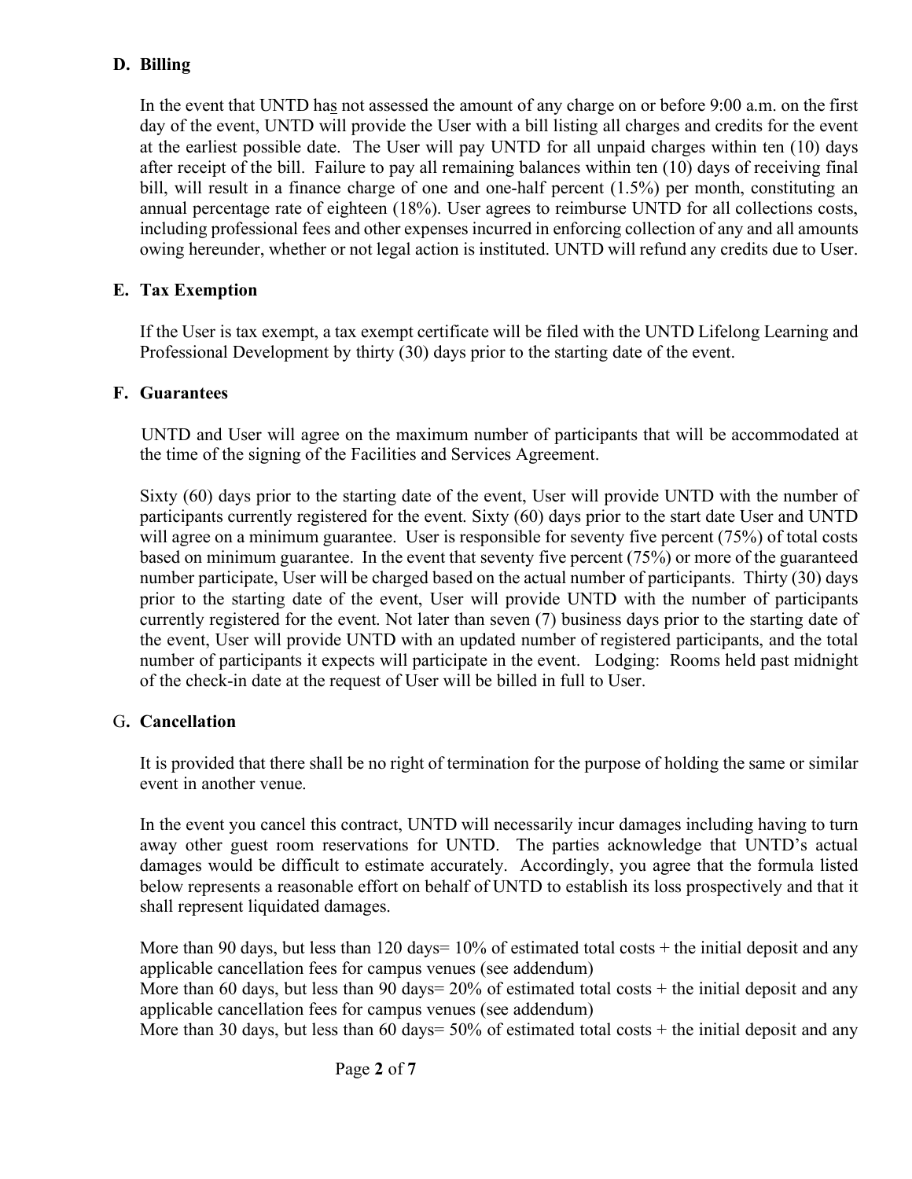### D. Billing

In the event that UNTD has not assessed the amount of any charge on or before 9:00 a.m. on the first day of the event, UNTD will provide the User with a bill listing all charges and credits for the event at the earliest possible date. The User will pay UNTD for all unpaid charges within ten (10) days after receipt of the bill. Failure to pay all remaining balances within ten (10) days of receiving final bill, will result in a finance charge of one and one-half percent (1.5%) per month, constituting an annual percentage rate of eighteen (18%). User agrees to reimburse UNTD for all collections costs, including professional fees and other expenses incurred in enforcing collection of any and all amounts owing hereunder, whether or not legal action is instituted. UNTD will refund any credits due to User.

### E. Tax Exemption

If the User is tax exempt, a tax exempt certificate will be filed with the UNTD Lifelong Learning and Professional Development by thirty (30) days prior to the starting date of the event.

### F. Guarantees

UNTD and User will agree on the maximum number of participants that will be accommodated at the time of the signing of the Facilities and Services Agreement.

Sixty (60) days prior to the starting date of the event, User will provide UNTD with the number of participants currently registered for the event. Sixty (60) days prior to the start date User and UNTD will agree on a minimum guarantee. User is responsible for seventy five percent (75%) of total costs based on minimum guarantee. In the event that seventy five percent (75%) or more of the guaranteed number participate, User will be charged based on the actual number of participants. Thirty (30) days prior to the starting date of the event, User will provide UNTD with the number of participants currently registered for the event. Not later than seven (7) business days prior to the starting date of the event, User will provide UNTD with an updated number of registered participants, and the total number of participants it expects will participate in the event. Lodging: Rooms held past midnight of the check-in date at the request of User will be billed in full to User.

### G. Cancellation

It is provided that there shall be no right of termination for the purpose of holding the same or similar event in another venue.

In the event you cancel this contract, UNTD will necessarily incur damages including having to turn away other guest room reservations for UNTD. The parties acknowledge that UNTD's actual damages would be difficult to estimate accurately. Accordingly, you agree that the formula listed below represents a reasonable effort on behalf of UNTD to establish its loss prospectively and that it shall represent liquidated damages.

More than 90 days, but less than 120 days= 10% of estimated total costs + the initial deposit and any applicable cancellation fees for campus venues (see addendum)
More than 60 days, but less than 90 days= 20% of estimated total costs + the initial deposit and any applicable cancellation fees for campus venues (see addendum)
More than 30 days, but less than 60 days= 50% of estimated total costs + the initial deposit and any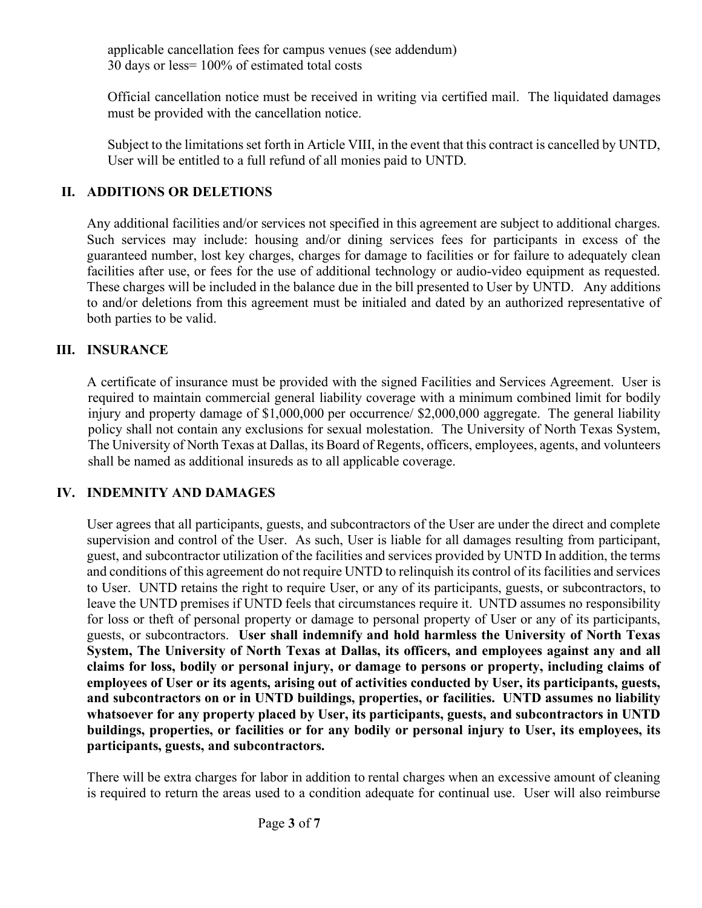applicable cancellation fees for campus venues (see addendum)
30 days or less= 100% of estimated total costs

Official cancellation notice must be received in writing via certified mail. The liquidated damages must be provided with the cancellation notice.

Subject to the limitations set forth in Article VIII, in the event that this contract is cancelled by UNTD, User will be entitled to a full refund of all monies paid to UNTD.

## II. ADDITIONS OR DELETIONS

Any additional facilities and/or services not specified in this agreement are subject to additional charges. Such services may include: housing and/or dining services fees for participants in excess of the guaranteed number, lost key charges, charges for damage to facilities or for failure to adequately clean facilities after use, or fees for the use of additional technology or audio-video equipment as requested. These charges will be included in the balance due in the bill presented to User by UNTD. Any additions to and/or deletions from this agreement must be initialed and dated by an authorized representative of both parties to be valid.

## III. INSURANCE

A certificate of insurance must be provided with the signed Facilities and Services Agreement. User is required to maintain commercial general liability coverage with a minimum combined limit for bodily injury and property damage of $1,000,000 per occurrence/ $2,000,000 aggregate. The general liability policy shall not contain any exclusions for sexual molestation. The University of North Texas System, The University of North Texas at Dallas, its Board of Regents, officers, employees, agents, and volunteers shall be named as additional insureds as to all applicable coverage.

## IV. INDEMNITY AND DAMAGES

User agrees that all participants, guests, and subcontractors of the User are under the direct and complete supervision and control of the User. As such, User is liable for all damages resulting from participant, guest, and subcontractor utilization of the facilities and services provided by UNTD In addition, the terms and conditions of this agreement do not require UNTD to relinquish its control of its facilities and services to User. UNTD retains the right to require User, or any of its participants, guests, or subcontractors, to leave the UNTD premises if UNTD feels that circumstances require it. UNTD assumes no responsibility for loss or theft of personal property or damage to personal property of User or any of its participants, guests, or subcontractors. **User shall indemnify and hold harmless the University of North Texas System, The University of North Texas at Dallas, its officers, and employees against any and all claims for loss, bodily or personal injury, or damage to persons or property, including claims of employees of User or its agents, arising out of activities conducted by User, its participants, guests, and subcontractors on or in UNTD buildings, properties, or facilities. UNTD assumes no liability whatsoever for any property placed by User, its participants, guests, and subcontractors in UNTD buildings, properties, or facilities or for any bodily or personal injury to User, its employees, its participants, guests, and subcontractors.**

There will be extra charges for labor in addition to rental charges when an excessive amount of cleaning is required to return the areas used to a condition adequate for continual use. User will also reimburse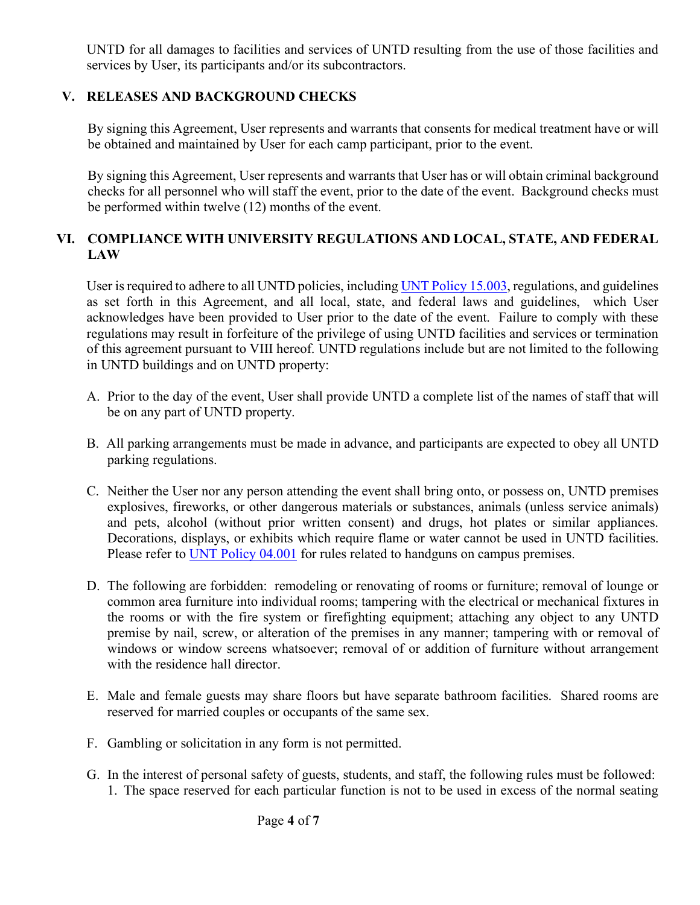UNTD for all damages to facilities and services of UNTD resulting from the use of those facilities and services by User, its participants and/or its subcontractors.

## V. RELEASES AND BACKGROUND CHECKS

By signing this Agreement, User represents and warrants that consents for medical treatment have or will be obtained and maintained by User for each camp participant, prior to the event.

By signing this Agreement, User represents and warrants that User has or will obtain criminal background checks for all personnel who will staff the event, prior to the date of the event. Background checks must be performed within twelve (12) months of the event.

## VI. COMPLIANCE WITH UNIVERSITY REGULATIONS AND LOCAL, STATE, AND FEDERAL LAW

User is required to adhere to all UNTD policies, including UNT Policy 15.003, regulations, and guidelines as set forth in this Agreement, and all local, state, and federal laws and guidelines, which User acknowledges have been provided to User prior to the date of the event. Failure to comply with these regulations may result in forfeiture of the privilege of using UNTD facilities and services or termination of this agreement pursuant to VIII hereof. UNTD regulations include but are not limited to the following in UNTD buildings and on UNTD property:

A. Prior to the day of the event, User shall provide UNTD a complete list of the names of staff that will be on any part of UNTD property.

B. All parking arrangements must be made in advance, and participants are expected to obey all UNTD parking regulations.

C. Neither the User nor any person attending the event shall bring onto, or possess on, UNTD premises explosives, fireworks, or other dangerous materials or substances, animals (unless service animals) and pets, alcohol (without prior written consent) and drugs, hot plates or similar appliances. Decorations, displays, or exhibits which require flame or water cannot be used in UNTD facilities. Please refer to UNT Policy 04.001 for rules related to handguns on campus premises.

D. The following are forbidden: remodeling or renovating of rooms or furniture; removal of lounge or common area furniture into individual rooms; tampering with the electrical or mechanical fixtures in the rooms or with the fire system or firefighting equipment; attaching any object to any UNTD premise by nail, screw, or alteration of the premises in any manner; tampering with or removal of windows or window screens whatsoever; removal of or addition of furniture without arrangement with the residence hall director.

E. Male and female guests may share floors but have separate bathroom facilities. Shared rooms are reserved for married couples or occupants of the same sex.

F. Gambling or solicitation in any form is not permitted.

G. In the interest of personal safety of guests, students, and staff, the following rules must be followed:
   1. The space reserved for each particular function is not to be used in excess of the normal seating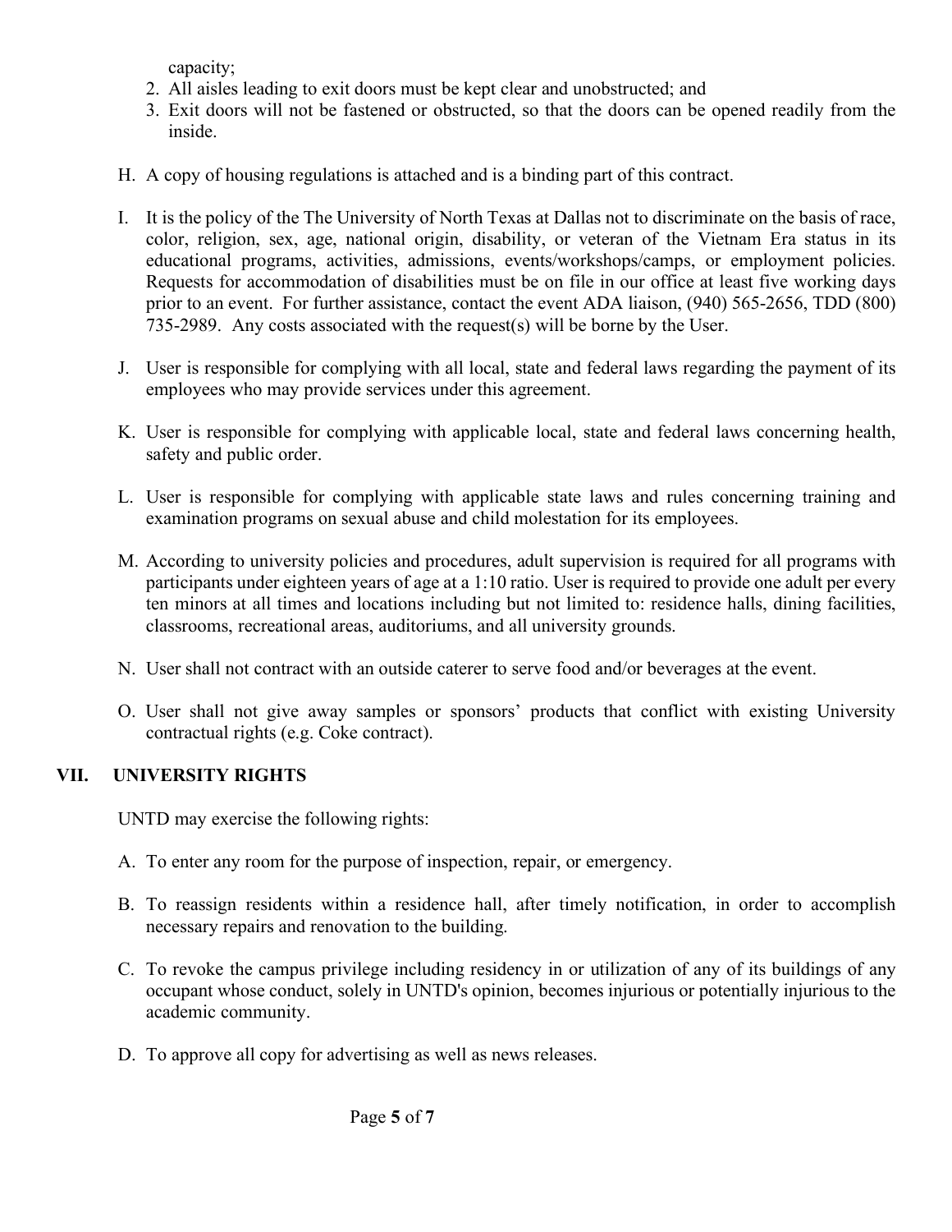capacity;

2. All aisles leading to exit doors must be kept clear and unobstructed; and
3. Exit doors will not be fastened or obstructed, so that the doors can be opened readily from the inside.

H. A copy of housing regulations is attached and is a binding part of this contract.

I. It is the policy of the The University of North Texas at Dallas not to discriminate on the basis of race, color, religion, sex, age, national origin, disability, or veteran of the Vietnam Era status in its educational programs, activities, admissions, events/workshops/camps, or employment policies. Requests for accommodation of disabilities must be on file in our office at least five working days prior to an event. For further assistance, contact the event ADA liaison, (940) 565-2656, TDD (800) 735-2989. Any costs associated with the request(s) will be borne by the User.

J. User is responsible for complying with all local, state and federal laws regarding the payment of its employees who may provide services under this agreement.

K. User is responsible for complying with applicable local, state and federal laws concerning health, safety and public order.

L. User is responsible for complying with applicable state laws and rules concerning training and examination programs on sexual abuse and child molestation for its employees.

M. According to university policies and procedures, adult supervision is required for all programs with participants under eighteen years of age at a 1:10 ratio. User is required to provide one adult per every ten minors at all times and locations including but not limited to: residence halls, dining facilities, classrooms, recreational areas, auditoriums, and all university grounds.

N. User shall not contract with an outside caterer to serve food and/or beverages at the event.

O. User shall not give away samples or sponsors' products that conflict with existing University contractual rights (e.g. Coke contract).

## VII. UNIVERSITY RIGHTS

UNTD may exercise the following rights:

A. To enter any room for the purpose of inspection, repair, or emergency.

B. To reassign residents within a residence hall, after timely notification, in order to accomplish necessary repairs and renovation to the building.

C. To revoke the campus privilege including residency in or utilization of any of its buildings of any occupant whose conduct, solely in UNTD's opinion, becomes injurious or potentially injurious to the academic community.

D. To approve all copy for advertising as well as news releases.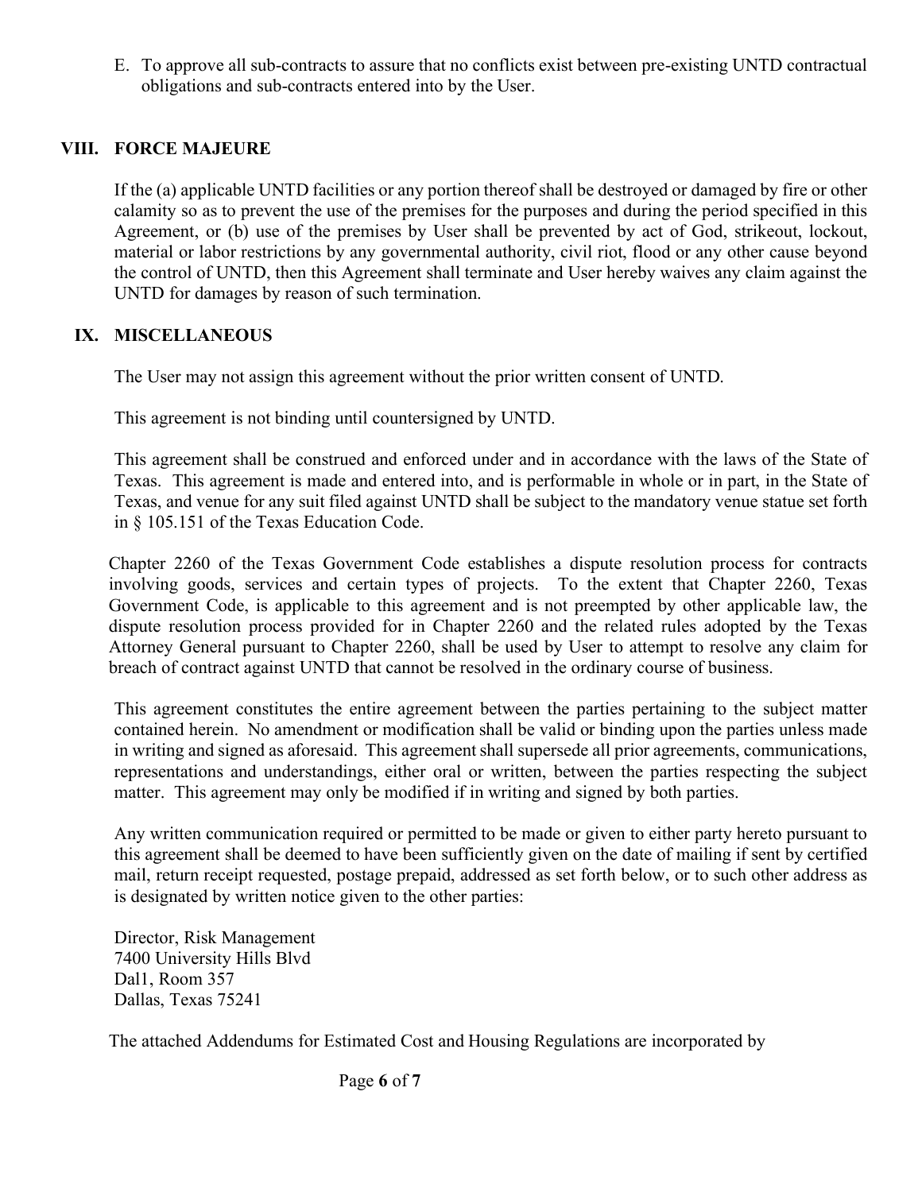E. To approve all sub-contracts to assure that no conflicts exist between pre-existing UNTD contractual obligations and sub-contracts entered into by the User.

## VIII. FORCE MAJEURE

If the (a) applicable UNTD facilities or any portion thereof shall be destroyed or damaged by fire or other calamity so as to prevent the use of the premises for the purposes and during the period specified in this Agreement, or (b) use of the premises by User shall be prevented by act of God, strikeout, lockout, material or labor restrictions by any governmental authority, civil riot, flood or any other cause beyond the control of UNTD, then this Agreement shall terminate and User hereby waives any claim against the UNTD for damages by reason of such termination.

## IX. MISCELLANEOUS

The User may not assign this agreement without the prior written consent of UNTD.

This agreement is not binding until countersigned by UNTD.

This agreement shall be construed and enforced under and in accordance with the laws of the State of Texas. This agreement is made and entered into, and is performable in whole or in part, in the State of Texas, and venue for any suit filed against UNTD shall be subject to the mandatory venue statue set forth in § 105.151 of the Texas Education Code.

Chapter 2260 of the Texas Government Code establishes a dispute resolution process for contracts involving goods, services and certain types of projects. To the extent that Chapter 2260, Texas Government Code, is applicable to this agreement and is not preempted by other applicable law, the dispute resolution process provided for in Chapter 2260 and the related rules adopted by the Texas Attorney General pursuant to Chapter 2260, shall be used by User to attempt to resolve any claim for breach of contract against UNTD that cannot be resolved in the ordinary course of business.

This agreement constitutes the entire agreement between the parties pertaining to the subject matter contained herein. No amendment or modification shall be valid or binding upon the parties unless made in writing and signed as aforesaid. This agreement shall supersede all prior agreements, communications, representations and understandings, either oral or written, between the parties respecting the subject matter. This agreement may only be modified if in writing and signed by both parties.

Any written communication required or permitted to be made or given to either party hereto pursuant to this agreement shall be deemed to have been sufficiently given on the date of mailing if sent by certified mail, return receipt requested, postage prepaid, addressed as set forth below, or to such other address as is designated by written notice given to the other parties:

Director, Risk Management  
7400 University Hills Blvd  
Dal1, Room 357  
Dallas, Texas 75241

The attached Addendums for Estimated Cost and Housing Regulations are incorporated by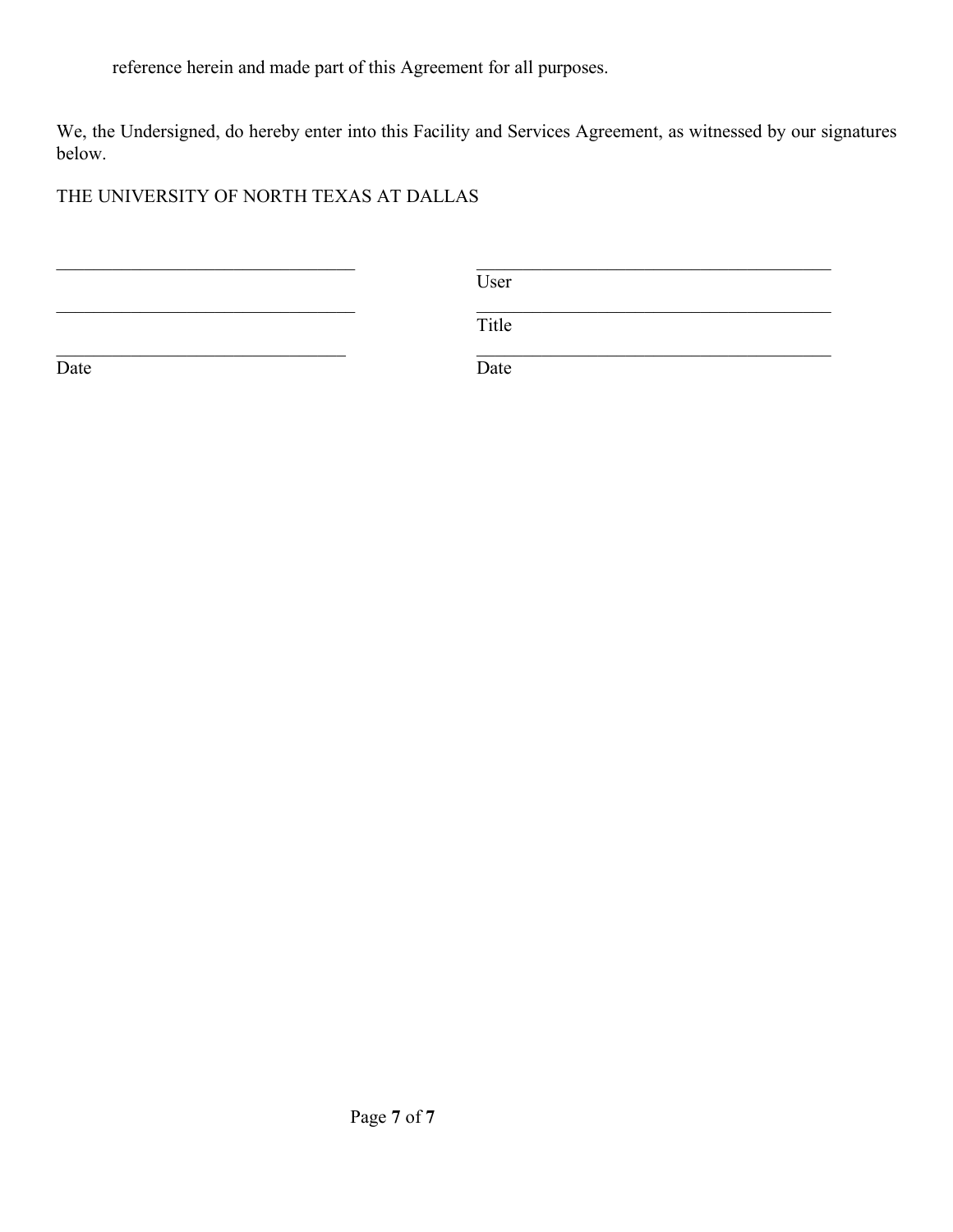reference herein and made part of this Agreement for all purposes.

We, the Undersigned, do hereby enter into this Facility and Services Agreement, as witnessed by our signatures below.

THE UNIVERSITY OF NORTH TEXAS AT DALLAS

| | |
|---|---|
| ______________________________ | ______________________________ |
| | User |
| ______________________________ | ______________________________ |
| | Title |
| ______________________________ | ______________________________ |
| Date | Date |